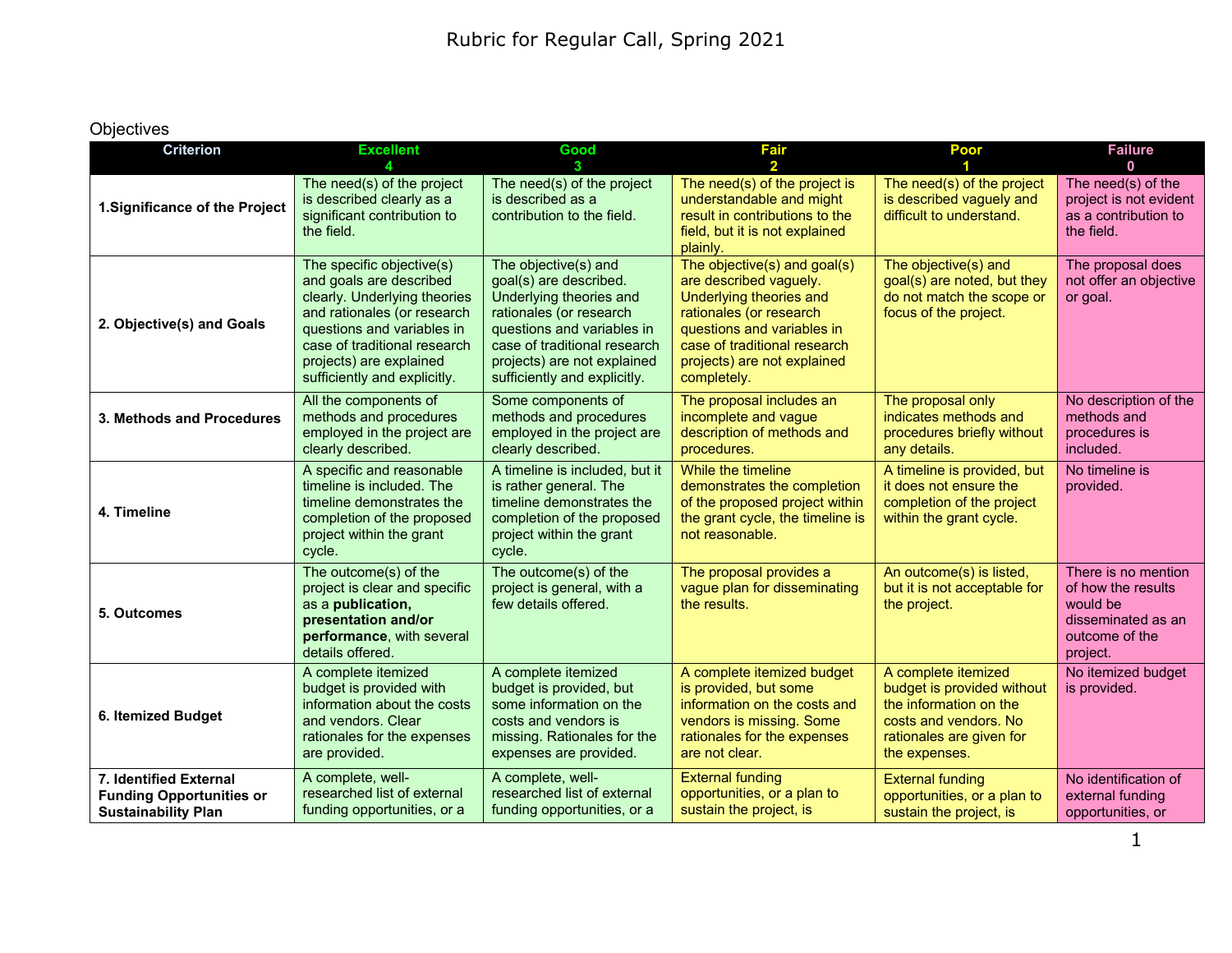# Rubric for Regular Call, Spring 2021

## Objectives

| Criterion | Excellent 4 | Good 3 | Fair 2 | Poor 1 | Failure 0 |
|---|---|---|---|---|---|
| **1.Significance of the Project** | The need(s) of the project is described clearly as a significant contribution to the field. | The need(s) of the project is described as a contribution to the field. | The need(s) of the project is understandable and might result in contributions to the field, but it is not explained plainly. | The need(s) of the project is described vaguely and difficult to understand. | The need(s) of the project is not evident as a contribution to the field. |
| **2. Objective(s) and Goals** | The specific objective(s) and goals are described clearly. Underlying theories and rationales (or research questions and variables in case of traditional research projects) are explained sufficiently and explicitly. | The objective(s) and goal(s) are described. Underlying theories and rationales (or research questions and variables in case of traditional research projects) are not explained sufficiently and explicitly. | The objective(s) and goal(s) are described vaguely. Underlying theories and rationales (or research questions and variables in case of traditional research projects) are not explained completely. | The objective(s) and goal(s) are noted, but they do not match the scope or focus of the project. | The proposal does not offer an objective or goal. |
| **3. Methods and Procedures** | All the components of methods and procedures employed in the project are clearly described. | Some components of methods and procedures employed in the project are clearly described. | The proposal includes an incomplete and vague description of methods and procedures. | The proposal only indicates methods and procedures briefly without any details. | No description of the methods and procedures is included. |
| **4. Timeline** | A specific and reasonable timeline is included. The timeline demonstrates the completion of the proposed project within the grant cycle. | A timeline is included, but it is rather general. The timeline demonstrates the completion of the proposed project within the grant cycle. | While the timeline demonstrates the completion of the proposed project within the grant cycle, the timeline is not reasonable. | A timeline is provided, but it does not ensure the completion of the project within the grant cycle. | No timeline is provided. |
| **5. Outcomes** | The outcome(s) of the project is clear and specific as a **publication, presentation and/or performance**, with several details offered. | The outcome(s) of the project is general, with a few details offered. | The proposal provides a vague plan for disseminating the results. | An outcome(s) is listed, but it is not acceptable for the project. | There is no mention of how the results would be disseminated as an outcome of the project. |
| **6. Itemized Budget** | A complete itemized budget is provided with information about the costs and vendors. Clear rationales for the expenses are provided. | A complete itemized budget is provided, but some information on the costs and vendors is missing. Rationales for the expenses are provided. | A complete itemized budget is provided, but some information on the costs and vendors is missing. Some rationales for the expenses are not clear. | A complete itemized budget is provided without the information on the costs and vendors. No rationales are given for the expenses. | No itemized budget is provided. |
| **7. Identified External Funding Opportunities or Sustainability Plan** | A complete, well-researched list of external funding opportunities, or a | A complete, well-researched list of external funding opportunities, or a | External funding opportunities, or a plan to sustain the project, is | External funding opportunities, or a plan to sustain the project, is | No identification of external funding opportunities, or |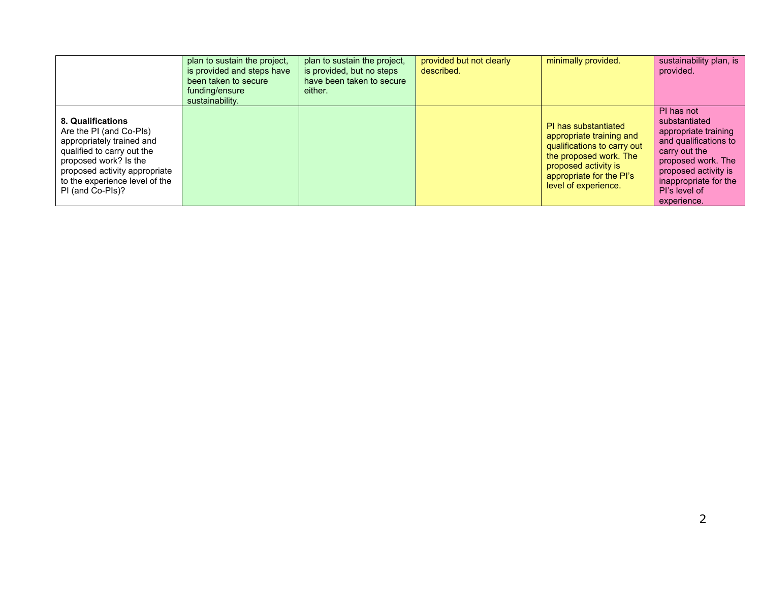| | | | | | |
|---|---|---|---|---|---|
| | plan to sustain the project, is provided and steps have been taken to secure funding/ensure sustainability. | plan to sustain the project, is provided, but no steps have been taken to secure either. | provided but not clearly described. | minimally provided. | sustainability plan, is provided. |
| **8. Qualifications** Are the PI (and Co-PIs) appropriately trained and qualified to carry out the proposed work? Is the proposed activity appropriate to the experience level of the PI (and Co-PIs)? | | | | PI has substantiated appropriate training and qualifications to carry out the proposed work. The proposed activity is appropriate for the PI's level of experience. | PI has not substantiated appropriate training and qualifications to carry out the proposed work. The proposed activity is inappropriate for the PI's level of experience. |